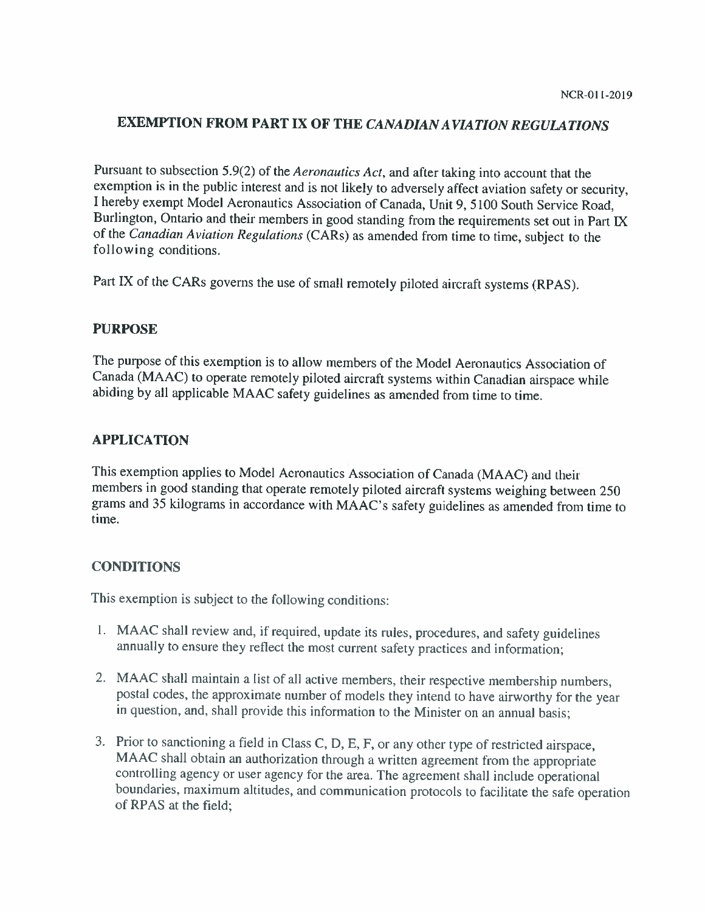NCR-011-2019

# EXEMPTION FROM PART IX OF THE *CANADIAN AVIATION REGULATIONS*

Pursuant to subsection 5.9(2) of the *Aeronautics Act*, and after taking into account that the exemption is in the public interest and is not likely to adversely affect aviation safety or security, I hereby exempt Model Aeronautics Association of Canada, Unit 9, 5100 South Service Road, Burlington, Ontario and their members in good standing from the requirements set out in Part IX of the *Canadian Aviation Regulations* (CARs) as amended from time to time, subject to the following conditions.

Part IX of the CARs governs the use of small remotely piloted aircraft systems (RPAS).

## PURPOSE

The purpose of this exemption is to allow members of the Model Aeronautics Association of Canada (MAAC) to operate remotely piloted aircraft systems within Canadian airspace while abiding by all applicable MAAC safety guidelines as amended from time to time.

## APPLICATION

This exemption applies to Model Aeronautics Association of Canada (MAAC) and their members in good standing that operate remotely piloted aircraft systems weighing between 250 grams and 35 kilograms in accordance with MAAC's safety guidelines as amended from time to time.

## CONDITIONS

This exemption is subject to the following conditions:

1. MAAC shall review and, if required, update its rules, procedures, and safety guidelines annually to ensure they reflect the most current safety practices and information;

2. MAAC shall maintain a list of all active members, their respective membership numbers, postal codes, the approximate number of models they intend to have airworthy for the year in question, and, shall provide this information to the Minister on an annual basis;

3. Prior to sanctioning a field in Class C, D, E, F, or any other type of restricted airspace, MAAC shall obtain an authorization through a written agreement from the appropriate controlling agency or user agency for the area. The agreement shall include operational boundaries, maximum altitudes, and communication protocols to facilitate the safe operation of RPAS at the field;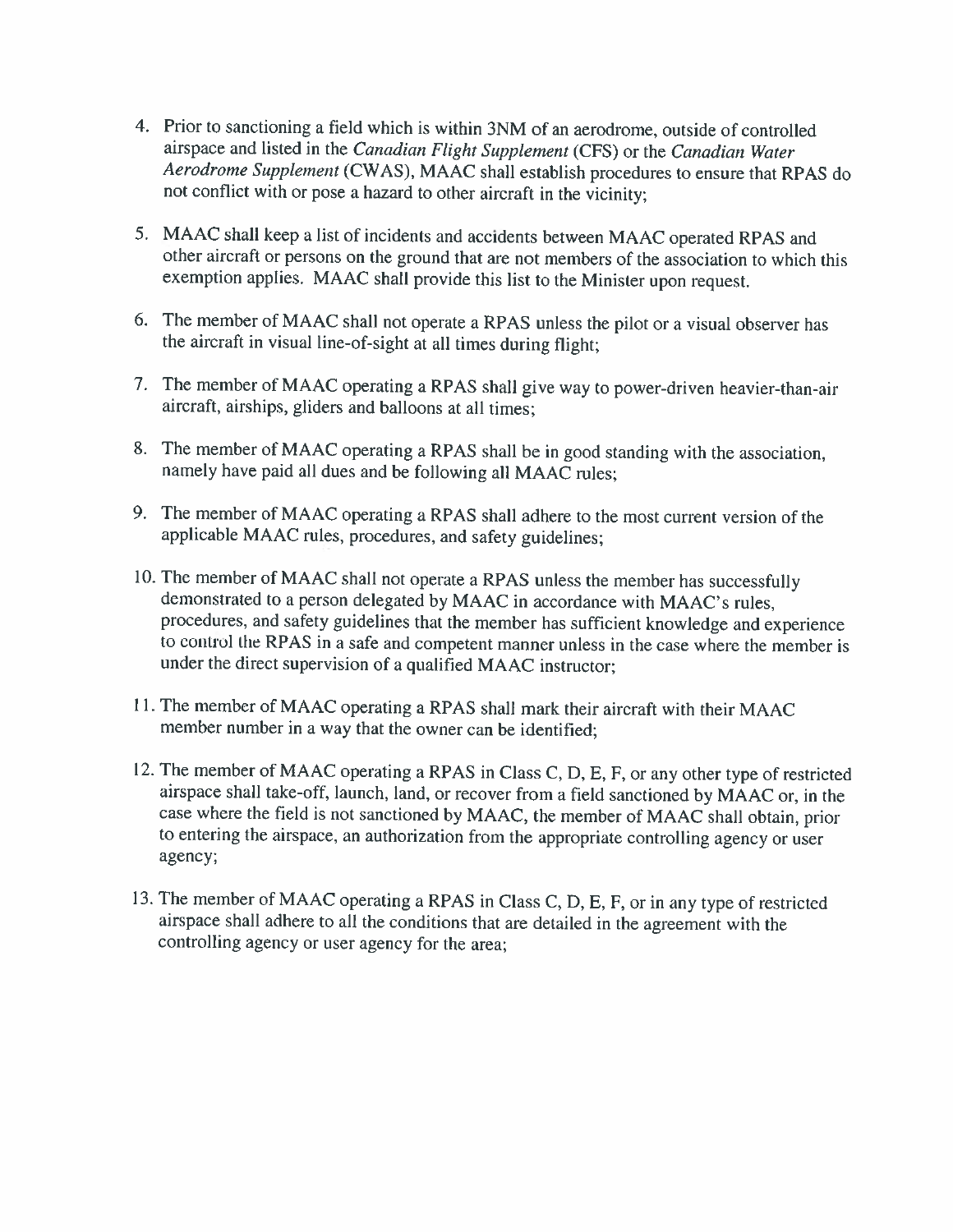4. Prior to sanctioning a field which is within 3NM of an aerodrome, outside of controlled airspace and listed in the *Canadian Flight Supplement* (CFS) or the *Canadian Water Aerodrome Supplement* (CWAS), MAAC shall establish procedures to ensure that RPAS do not conflict with or pose a hazard to other aircraft in the vicinity;

5. MAAC shall keep a list of incidents and accidents between MAAC operated RPAS and other aircraft or persons on the ground that are not members of the association to which this exemption applies. MAAC shall provide this list to the Minister upon request.

6. The member of MAAC shall not operate a RPAS unless the pilot or a visual observer has the aircraft in visual line-of-sight at all times during flight;

7. The member of MAAC operating a RPAS shall give way to power-driven heavier-than-air aircraft, airships, gliders and balloons at all times;

8. The member of MAAC operating a RPAS shall be in good standing with the association, namely have paid all dues and be following all MAAC rules;

9. The member of MAAC operating a RPAS shall adhere to the most current version of the applicable MAAC rules, procedures, and safety guidelines;

10. The member of MAAC shall not operate a RPAS unless the member has successfully demonstrated to a person delegated by MAAC in accordance with MAAC's rules, procedures, and safety guidelines that the member has sufficient knowledge and experience to control the RPAS in a safe and competent manner unless in the case where the member is under the direct supervision of a qualified MAAC instructor;

11. The member of MAAC operating a RPAS shall mark their aircraft with their MAAC member number in a way that the owner can be identified;

12. The member of MAAC operating a RPAS in Class C, D, E, F, or any other type of restricted airspace shall take-off, launch, land, or recover from a field sanctioned by MAAC or, in the case where the field is not sanctioned by MAAC, the member of MAAC shall obtain, prior to entering the airspace, an authorization from the appropriate controlling agency or user agency;

13. The member of MAAC operating a RPAS in Class C, D, E, F, or in any type of restricted airspace shall adhere to all the conditions that are detailed in the agreement with the controlling agency or user agency for the area;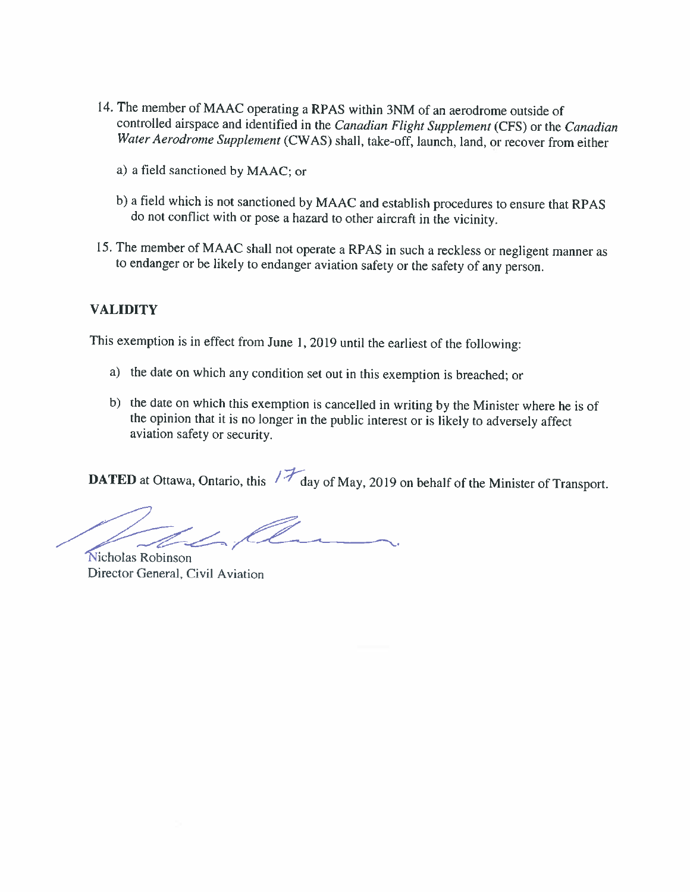14. The member of MAAC operating a RPAS within 3NM of an aerodrome outside of controlled airspace and identified in the *Canadian Flight Supplement* (CFS) or the *Canadian Water Aerodrome Supplement* (CWAS) shall, take-off, launch, land, or recover from either

    a) a field sanctioned by MAAC; or

    b) a field which is not sanctioned by MAAC and establish procedures to ensure that RPAS do not conflict with or pose a hazard to other aircraft in the vicinity.

15. The member of MAAC shall not operate a RPAS in such a reckless or negligent manner as to endanger or be likely to endanger aviation safety or the safety of any person.

## VALIDITY

This exemption is in effect from June 1, 2019 until the earliest of the following:

a) the date on which any condition set out in this exemption is breached; or

b) the date on which this exemption is cancelled in writing by the Minister where he is of the opinion that it is no longer in the public interest or is likely to adversely affect aviation safety or security.

**DATED** at Ottawa, Ontario, this 17 day of May, 2019 on behalf of the Minister of Transport.

Nicholas Robinson
Director General, Civil Aviation